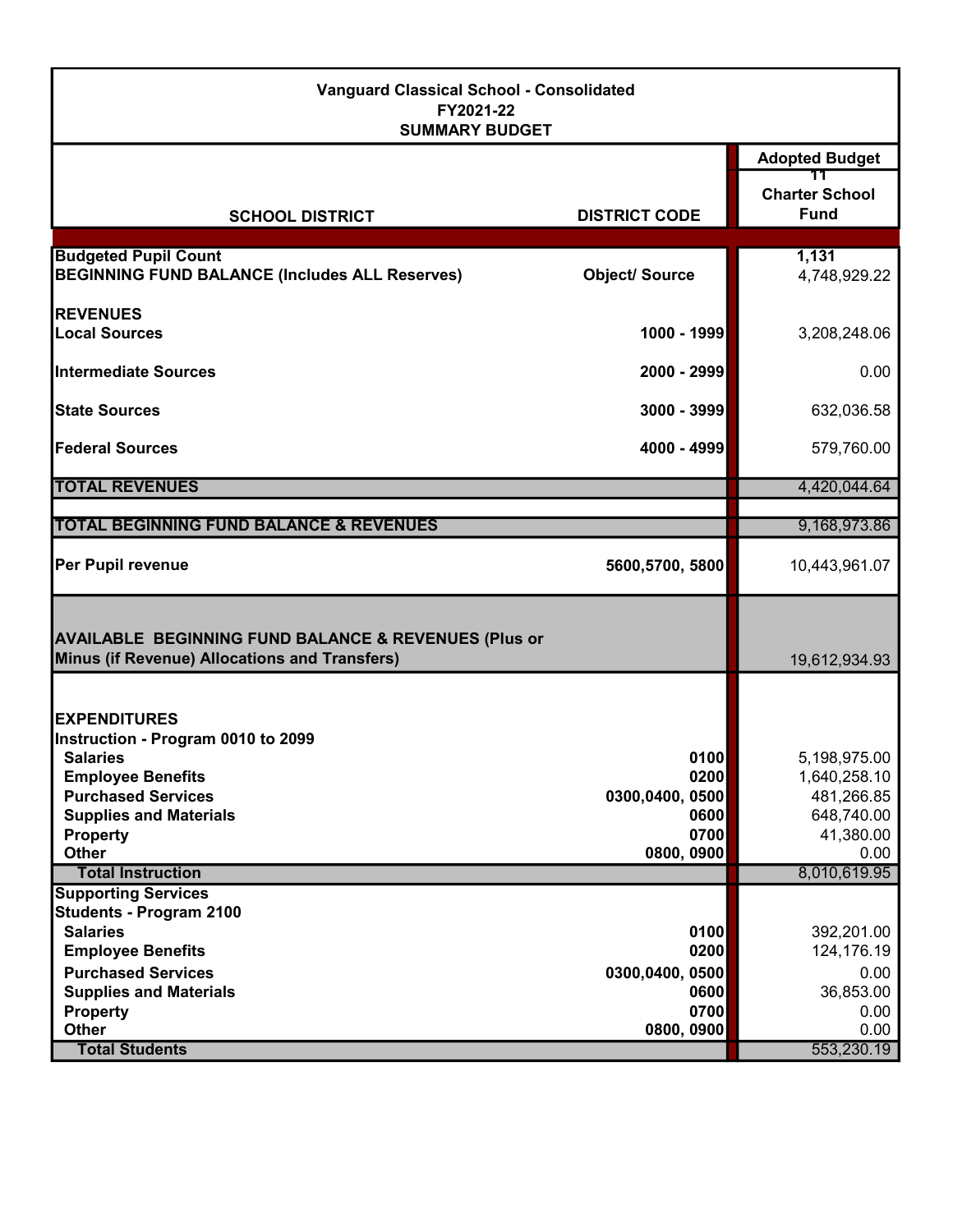**Vanguard Classical School - Consolidated**
**FY2021-22**
**SUMMARY BUDGET**

| SCHOOL DISTRICT | DISTRICT CODE | Adopted Budget 11 Charter School Fund |
|---|---|---|
| **Budgeted Pupil Count** | | **1,131** |
| **BEGINNING FUND BALANCE (Includes ALL Reserves)** | **Object/ Source** | 4,748,929.22 |
| **REVENUES** | | |
| **Local Sources** | **1000 - 1999** | 3,208,248.06 |
| **Intermediate Sources** | **2000 - 2999** | 0.00 |
| **State Sources** | **3000 - 3999** | 632,036.58 |
| **Federal Sources** | **4000 - 4999** | 579,760.00 |
| **TOTAL REVENUES** | | 4,420,044.64 |
| **TOTAL BEGINNING FUND BALANCE & REVENUES** | | 9,168,973.86 |
| **Per Pupil revenue** | **5600,5700, 5800** | 10,443,961.07 |
| **AVAILABLE BEGINNING FUND BALANCE & REVENUES (Plus or Minus (if Revenue) Allocations and Transfers)** | | 19,612,934.93 |
| **EXPENDITURES** | | |
| **Instruction - Program 0010 to 2099** | | |
| **Salaries** | **0100** | 5,198,975.00 |
| **Employee Benefits** | **0200** | 1,640,258.10 |
| **Purchased Services** | **0300,0400, 0500** | 481,266.85 |
| **Supplies and Materials** | **0600** | 648,740.00 |
| **Property** | **0700** | 41,380.00 |
| **Other** | **0800, 0900** | 0.00 |
| **Total Instruction** | | 8,010,619.95 |
| **Supporting Services** | | |
| **Students - Program 2100** | | |
| **Salaries** | **0100** | 392,201.00 |
| **Employee Benefits** | **0200** | 124,176.19 |
| **Purchased Services** | **0300,0400, 0500** | 0.00 |
| **Supplies and Materials** | **0600** | 36,853.00 |
| **Property** | **0700** | 0.00 |
| **Other** | **0800, 0900** | 0.00 |
| **Total Students** | | 553,230.19 |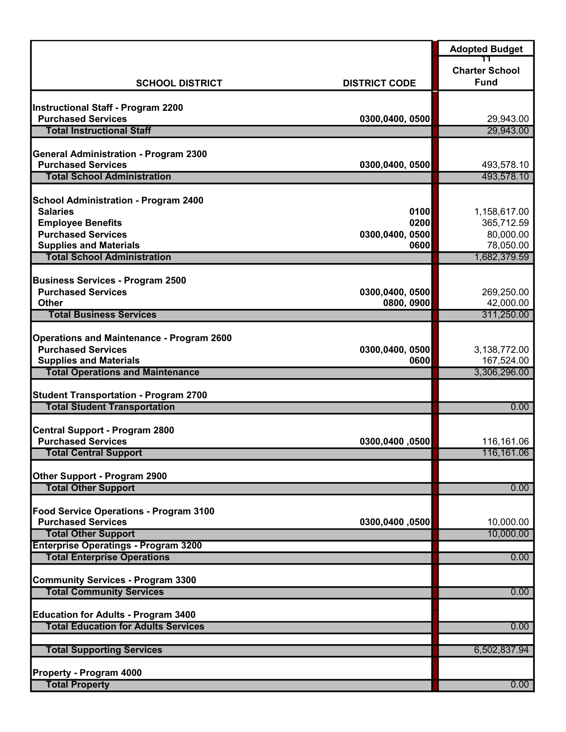| SCHOOL DISTRICT | DISTRICT CODE | Adopted Budget<br>11<br>Charter School Fund |
|---|---|---|
| **Instructional Staff - Program 2200** | | |
| Purchased Services | 0300,0400, 0500 | 29,943.00 |
| Total Instructional Staff | | 29,943.00 |
| **General Administration - Program 2300** | | |
| Purchased Services | 0300,0400, 0500 | 493,578.10 |
| Total School Administration | | 493,578.10 |
| **School Administration - Program 2400** | | |
| Salaries | 0100 | 1,158,617.00 |
| Employee Benefits | 0200 | 365,712.59 |
| Purchased Services | 0300,0400, 0500 | 80,000.00 |
| Supplies and Materials | 0600 | 78,050.00 |
| Total School Administration | | 1,682,379.59 |
| **Business Services - Program 2500** | | |
| Purchased Services | 0300,0400, 0500 | 269,250.00 |
| Other | 0800, 0900 | 42,000.00 |
| Total Business Services | | 311,250.00 |
| **Operations and Maintenance - Program 2600** | | |
| Purchased Services | 0300,0400, 0500 | 3,138,772.00 |
| Supplies and Materials | 0600 | 167,524.00 |
| Total Operations and Maintenance | | 3,306,296.00 |
| **Student Transportation - Program 2700** | | |
| Total Student Transportation | | 0.00 |
| **Central Support - Program 2800** | | |
| Purchased Services | 0300,0400 ,0500 | 116,161.06 |
| Total Central Support | | 116,161.06 |
| **Other Support - Program 2900** | | |
| Total Other Support | | 0.00 |
| **Food Service Operations - Program 3100** | | |
| Purchased Services | 0300,0400 ,0500 | 10,000.00 |
| Total Other Support | | 10,000.00 |
| **Enterprise Operatings - Program 3200** | | |
| Total Enterprise Operations | | 0.00 |
| **Community Services - Program 3300** | | |
| Total Community Services | | 0.00 |
| **Education for Adults - Program 3400** | | |
| Total Education for Adults Services | | 0.00 |
| Total Supporting Services | | 6,502,837.94 |
| **Property - Program 4000** | | |
| Total Property | | 0.00 |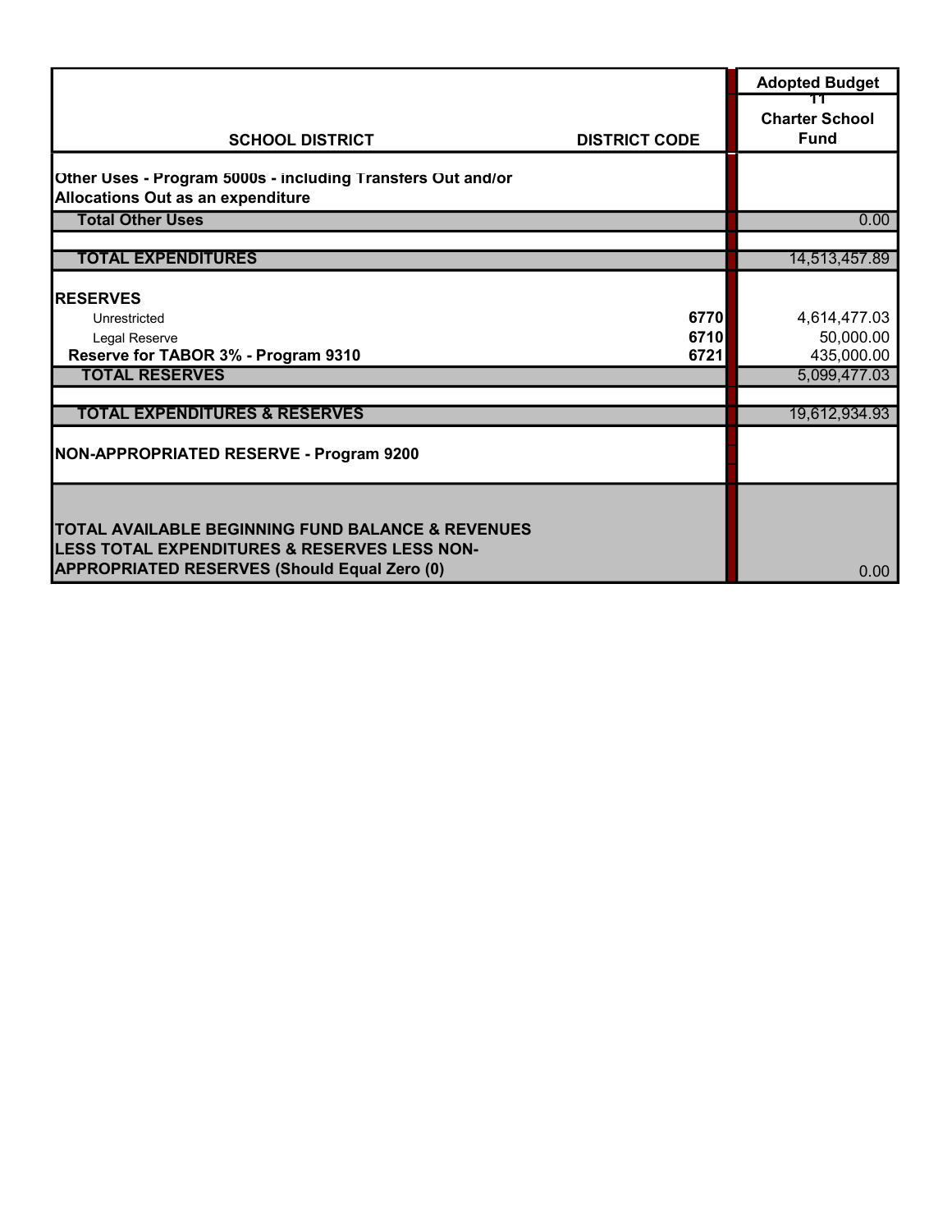| SCHOOL DISTRICT | DISTRICT CODE | Adopted Budget 11 Charter School Fund |
|---|---|---|
| **Other Uses - Program 5000s - including Transfers Out and/or Allocations Out as an expenditure** | | |
| **Total Other Uses** | | 0.00 |
| | | |
| **TOTAL EXPENDITURES** | | 14,513,457.89 |
| **RESERVES** | | |
| Unrestricted | **6770** | 4,614,477.03 |
| Legal Reserve | **6710** | 50,000.00 |
| **Reserve for TABOR 3% - Program 9310** | **6721** | 435,000.00 |
| **TOTAL RESERVES** | | 5,099,477.03 |
| | | |
| **TOTAL EXPENDITURES & RESERVES** | | 19,612,934.93 |
| **NON-APPROPRIATED RESERVE - Program 9200** | | |
| **TOTAL AVAILABLE BEGINNING FUND BALANCE & REVENUES LESS TOTAL EXPENDITURES & RESERVES LESS NON-APPROPRIATED RESERVES (Should Equal Zero (0)** | | 0.00 |